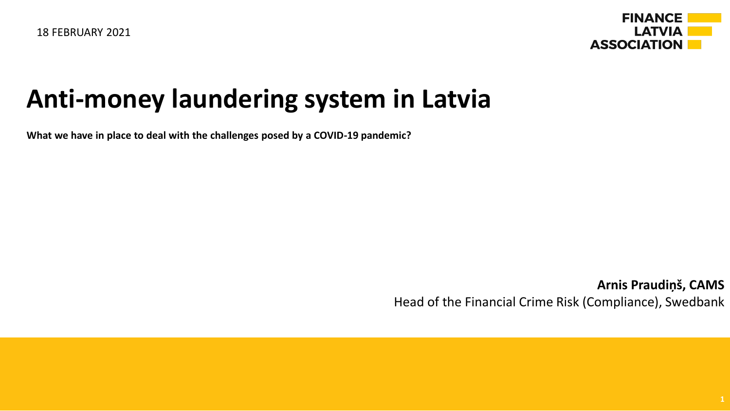18 FEBRUARY 2021

FINANCE LATVIA ASSOCIATION

# Anti-money laundering system in Latvia

**What we have in place to deal with the challenges posed by a COVID-19 pandemic?**

**Arnis Praudiņš, CAMS**
Head of the Financial Crime Risk (Compliance), Swedbank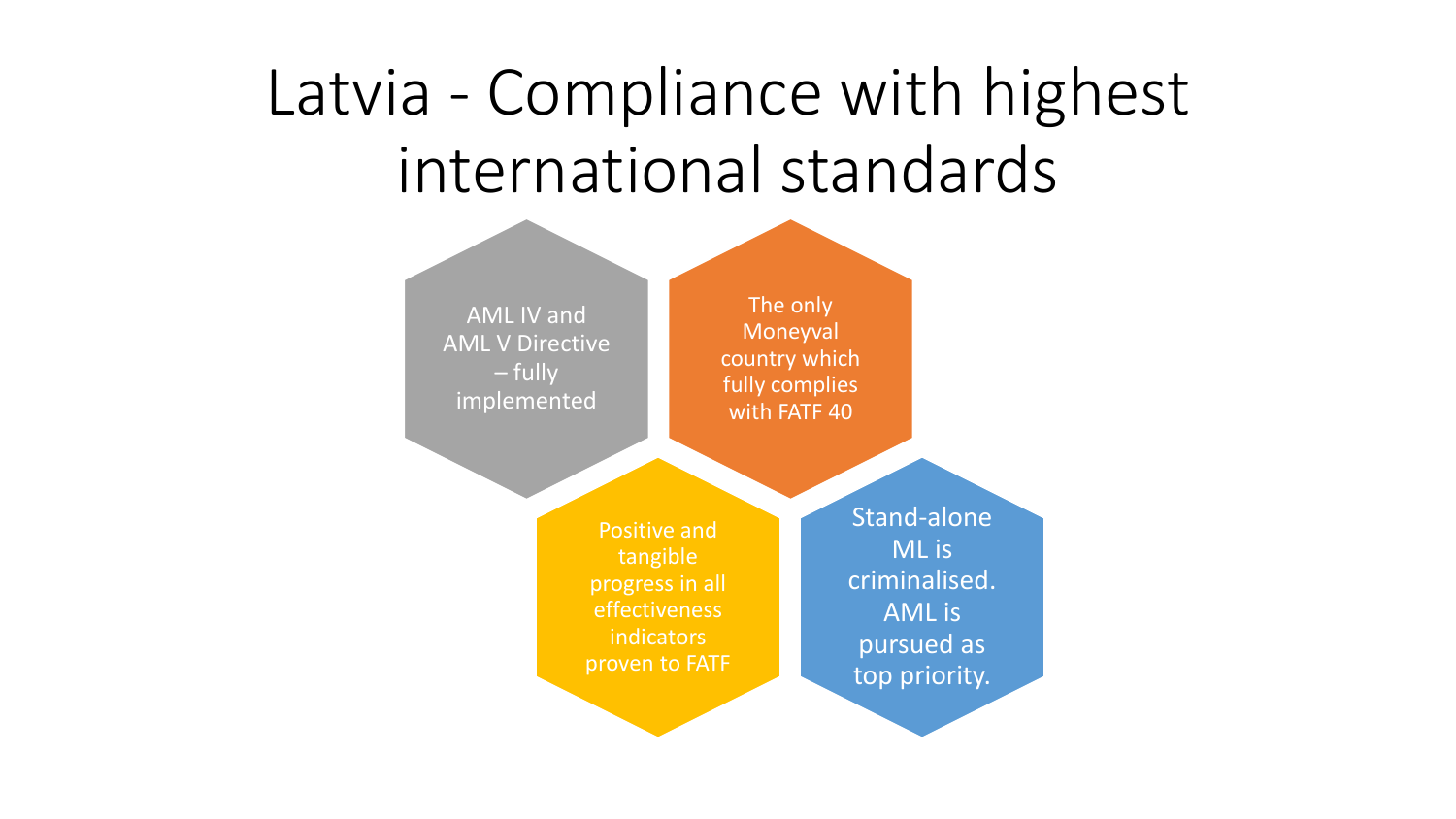# Latvia - Compliance with highest international standards

- AML IV and AML V Directive – fully implemented
- The only Moneyval country which fully complies with FATF 40
- Positive and tangible progress in all effectiveness indicators proven to FATF
- Stand-alone ML is criminalised. AML is pursued as top priority.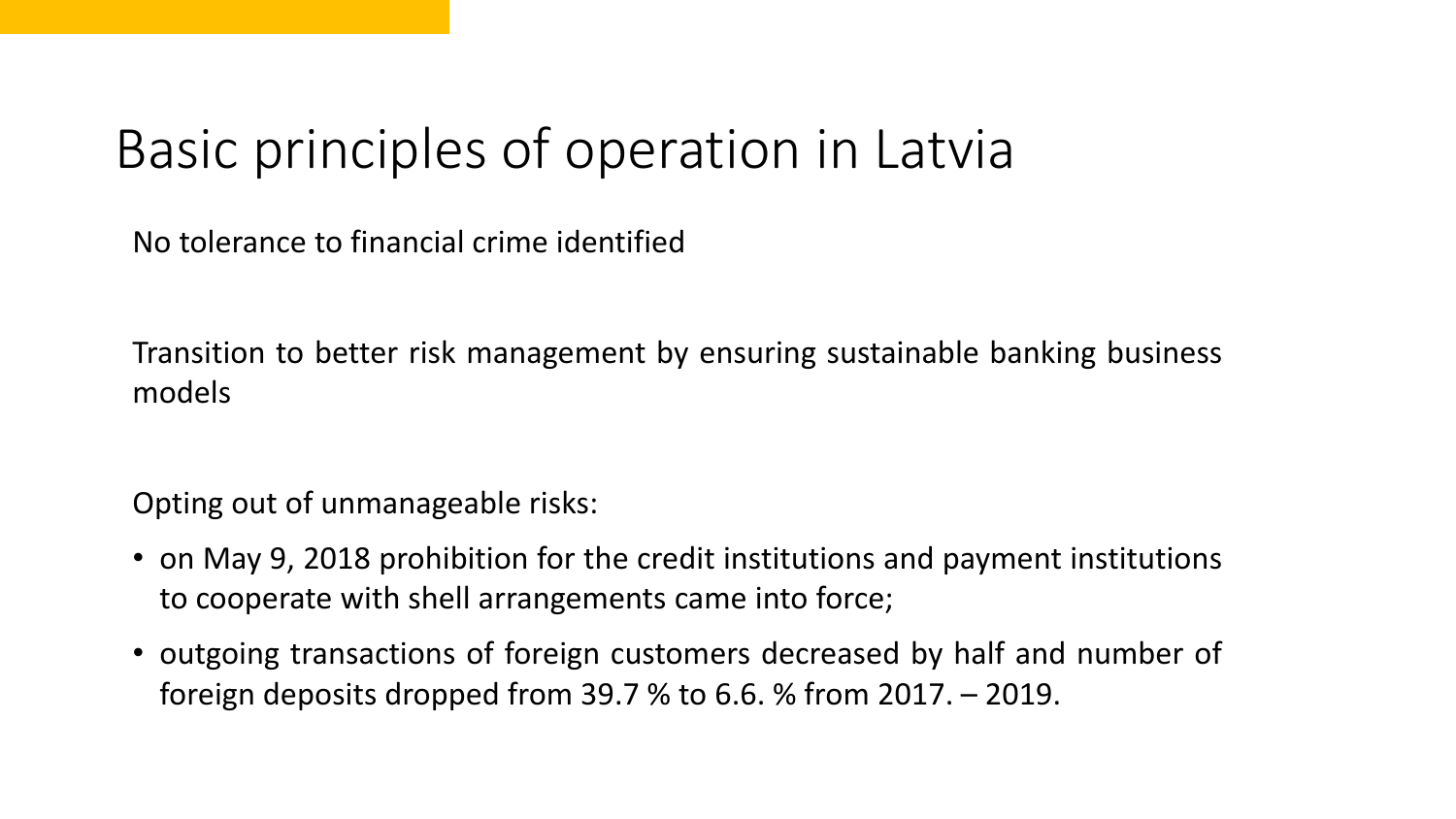# Basic principles of operation in Latvia

No tolerance to financial crime identified

Transition to better risk management by ensuring sustainable banking business models

Opting out of unmanageable risks:

- on May 9, 2018 prohibition for the credit institutions and payment institutions to cooperate with shell arrangements came into force;
- outgoing transactions of foreign customers decreased by half and number of foreign deposits dropped from 39.7 % to 6.6. % from 2017. – 2019.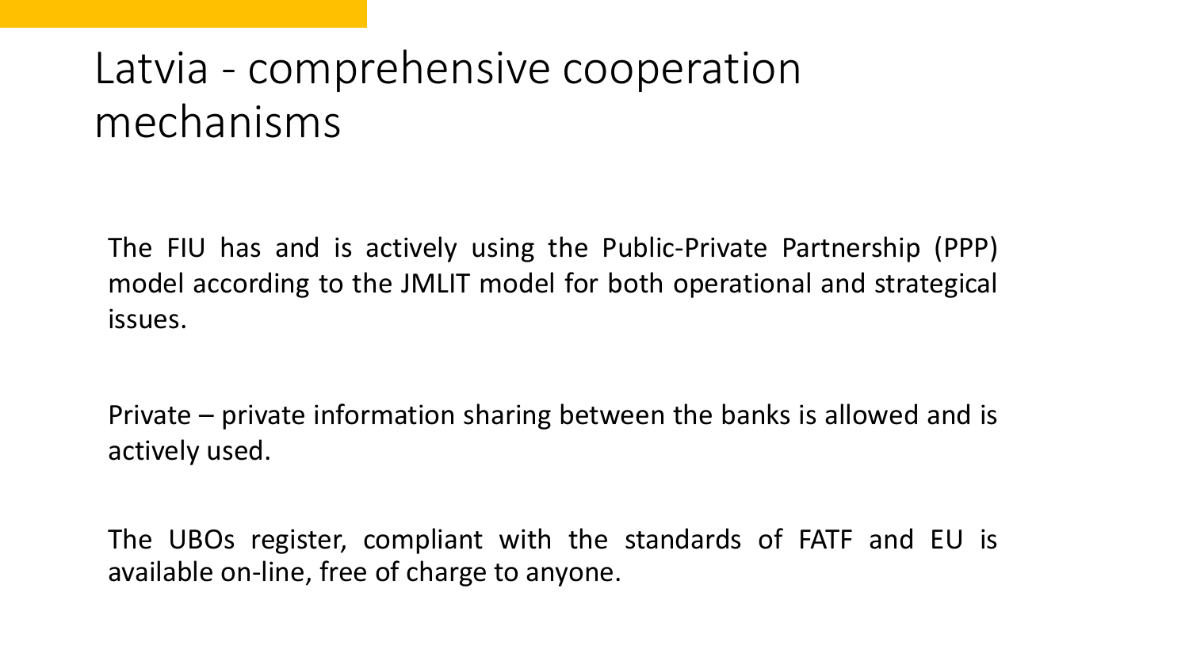# Latvia - comprehensive cooperation mechanisms

The FIU has and is actively using the Public-Private Partnership (PPP) model according to the JMLIT model for both operational and strategical issues.

Private – private information sharing between the banks is allowed and is actively used.

The UBOs register, compliant with the standards of FATF and EU is available on-line, free of charge to anyone.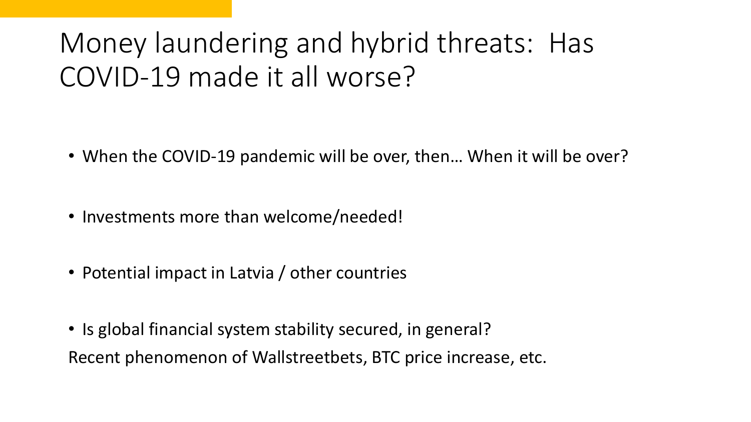# Money laundering and hybrid threats: Has COVID-19 made it all worse?

- When the COVID-19 pandemic will be over, then… When it will be over?
- Investments more than welcome/needed!
- Potential impact in Latvia / other countries
- Is global financial system stability secured, in general?

Recent phenomenon of Wallstreetbets, BTC price increase, etc.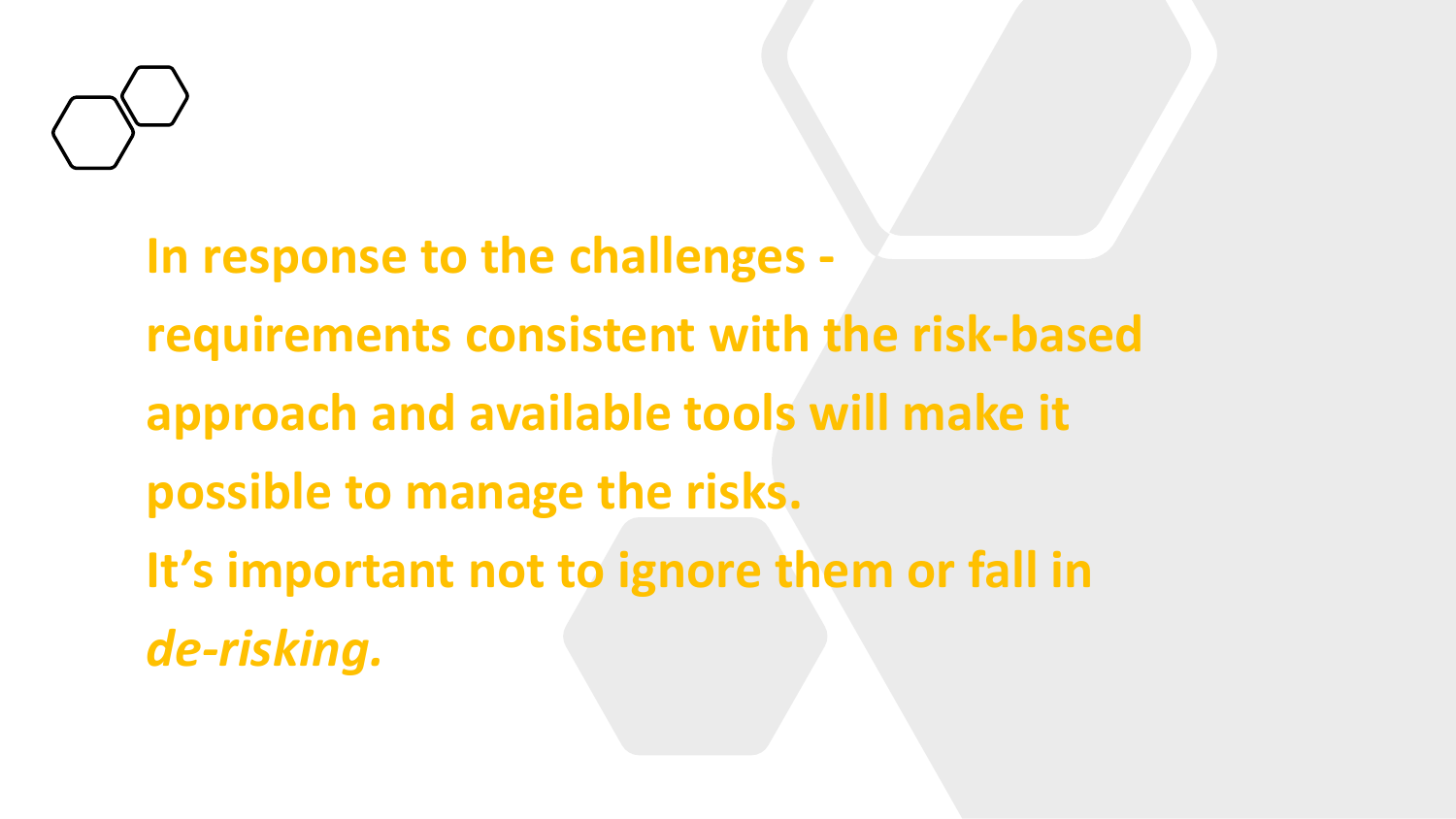**In response to the challenges - requirements consistent with the risk-based approach and available tools will make it possible to manage the risks.**

**It's important not to ignore them or fall in *de-risking.***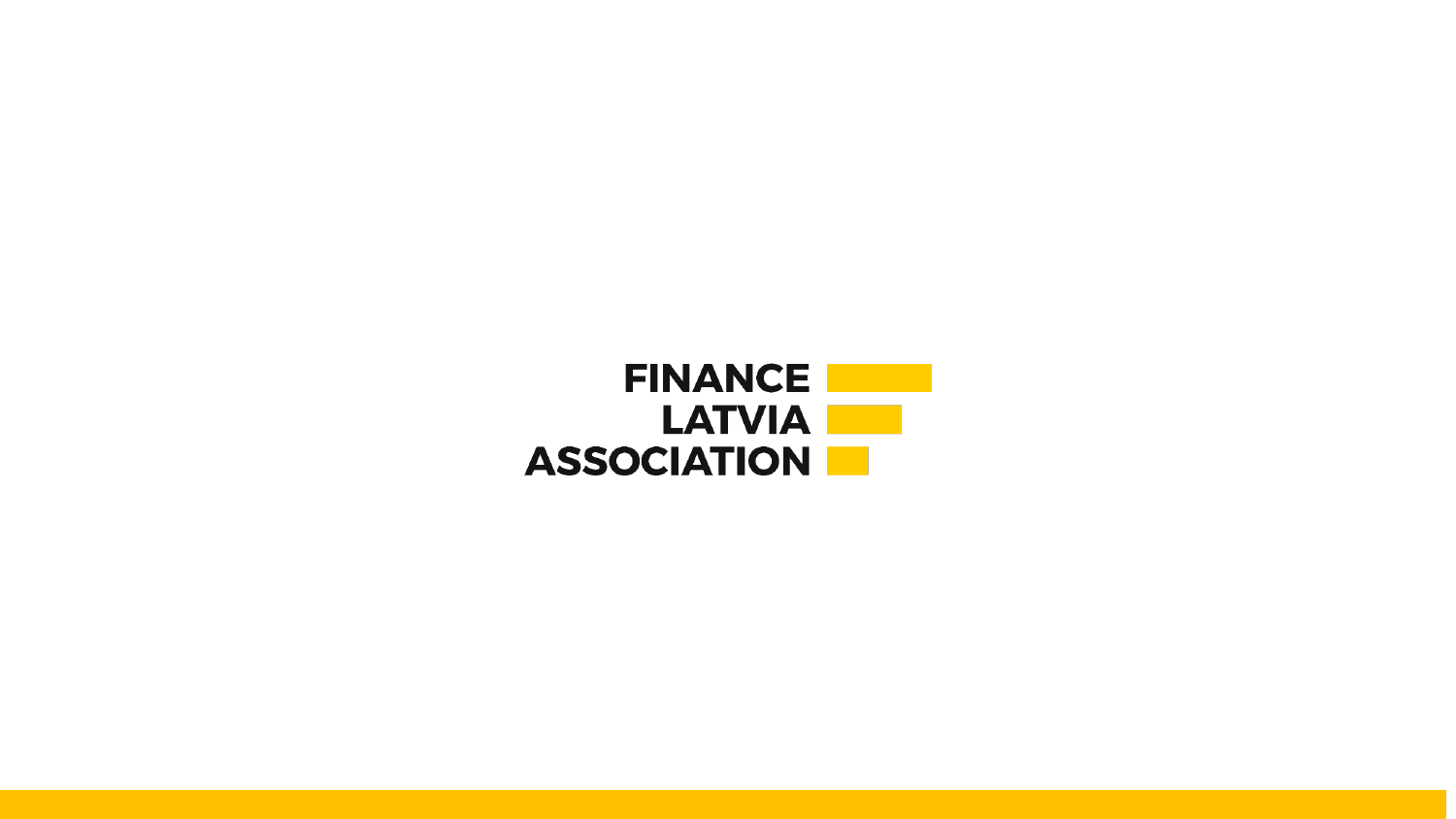FINANCE
LATVIA
ASSOCIATION